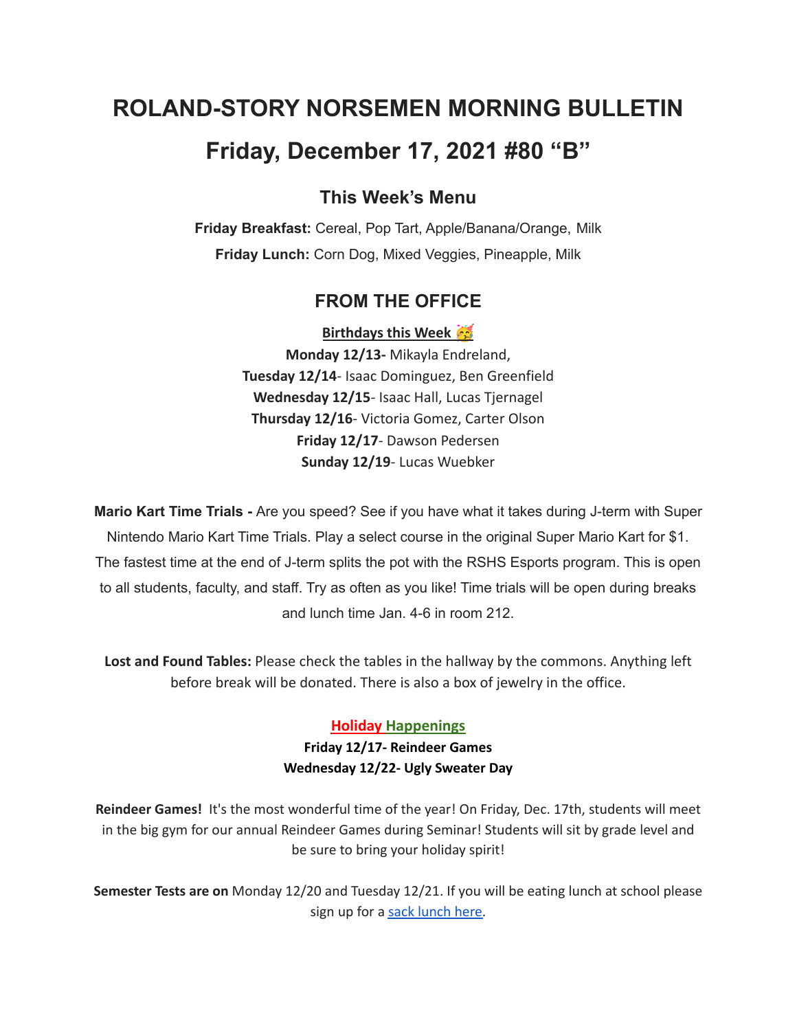# ROLAND-STORY NORSEMEN MORNING BULLETIN

# Friday, December 17, 2021 #80 "B"

## This Week's Menu

**Friday Breakfast:** Cereal, Pop Tart, Apple/Banana/Orange, Milk

**Friday Lunch:** Corn Dog, Mixed Veggies, Pineapple, Milk

## FROM THE OFFICE

**Birthdays this Week 🥳**

**Monday 12/13-** Mikayla Endreland,
**Tuesday 12/14**- Isaac Dominguez, Ben Greenfield
**Wednesday 12/15**- Isaac Hall, Lucas Tjernagel
**Thursday 12/16**- Victoria Gomez, Carter Olson
**Friday 12/17**- Dawson Pedersen
**Sunday 12/19**- Lucas Wuebker

**Mario Kart Time Trials -** Are you speed? See if you have what it takes during J-term with Super Nintendo Mario Kart Time Trials. Play a select course in the original Super Mario Kart for $1. The fastest time at the end of J-term splits the pot with the RSHS Esports program. This is open to all students, faculty, and staff. Try as often as you like! Time trials will be open during breaks and lunch time Jan. 4-6 in room 212.

**Lost and Found Tables:** Please check the tables in the hallway by the commons. Anything left before break will be donated. There is also a box of jewelry in the office.

**Holiday Happenings**

**Friday 12/17- Reindeer Games**
**Wednesday 12/22- Ugly Sweater Day**

**Reindeer Games!** It's the most wonderful time of the year! On Friday, Dec. 17th, students will meet in the big gym for our annual Reindeer Games during Seminar! Students will sit by grade level and be sure to bring your holiday spirit!

**Semester Tests are on** Monday 12/20 and Tuesday 12/21. If you will be eating lunch at school please sign up for a sack lunch here.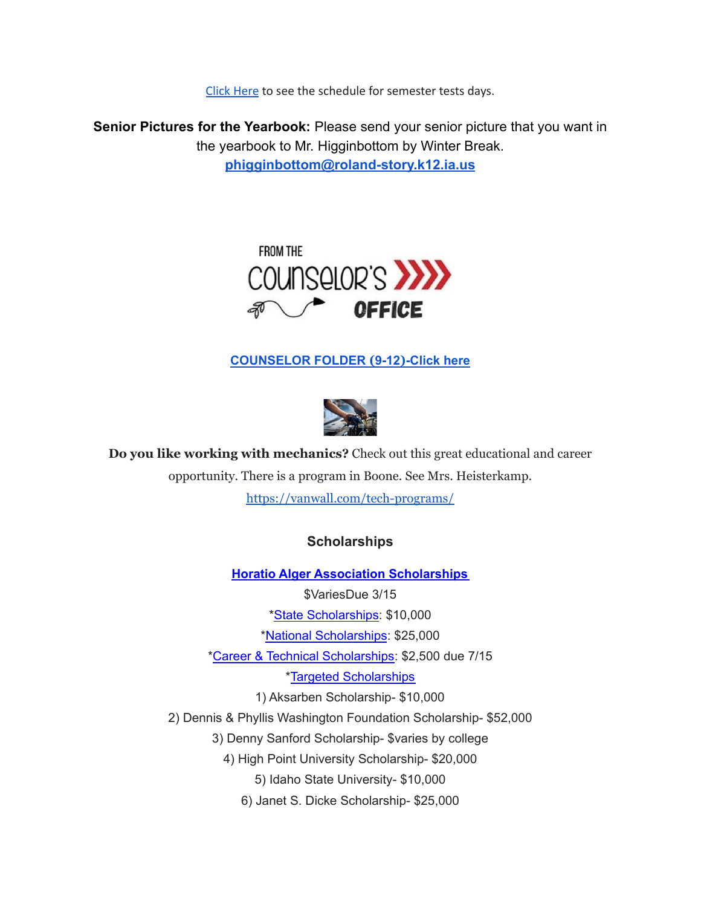[Click Here](#) to see the schedule for semester tests days.

**Senior Pictures for the Yearbook:** Please send your senior picture that you want in the yearbook to Mr. Higginbottom by Winter Break.
**phigginbottom@roland-story.k12.ia.us**

FROM THE COUNSELOR'S OFFICE

**COUNSELOR FOLDER (9-12)-Click here**

**Do you like working with mechanics?** Check out this great educational and career opportunity. There is a program in Boone. See Mrs. Heisterkamp.
https://vanwall.com/tech-programs/

### Scholarships

**Horatio Alger Association Scholarships**

$VariesDue 3/15

*State Scholarships: $10,000

*National Scholarships: $25,000

*Career & Technical Scholarships: $2,500 due 7/15

*Targeted Scholarships

1) Aksarben Scholarship- $10,000

2) Dennis & Phyllis Washington Foundation Scholarship- $52,000

3) Denny Sanford Scholarship- $varies by college

4) High Point University Scholarship- $20,000

5) Idaho State University- $10,000

6) Janet S. Dicke Scholarship- $25,000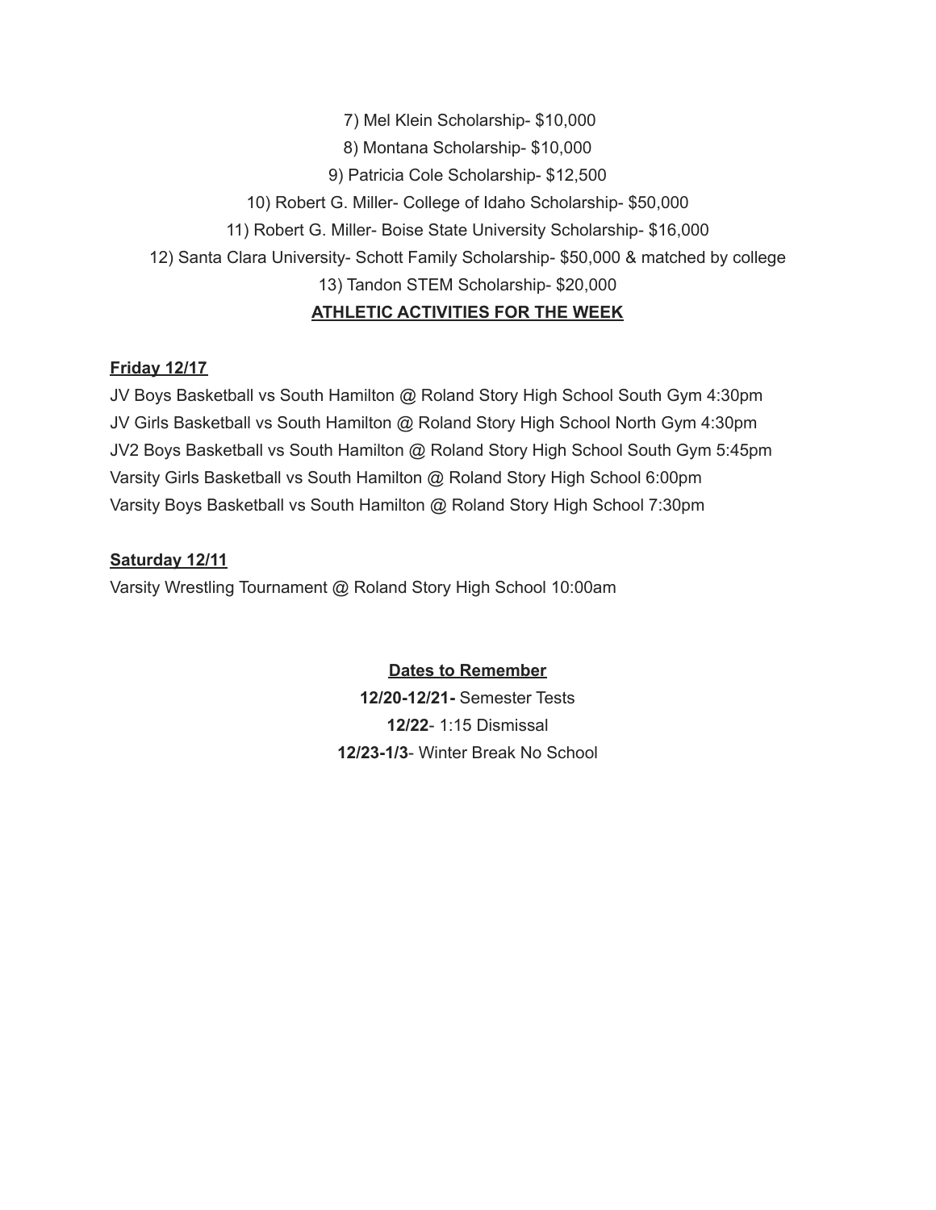7) Mel Klein Scholarship- $10,000

8) Montana Scholarship- $10,000

9) Patricia Cole Scholarship- $12,500

10) Robert G. Miller- College of Idaho Scholarship- $50,000

11) Robert G. Miller- Boise State University Scholarship- $16,000

12) Santa Clara University- Schott Family Scholarship- $50,000 & matched by college

13) Tandon STEM Scholarship- $20,000

**ATHLETIC ACTIVITIES FOR THE WEEK**

**Friday 12/17**

JV Boys Basketball vs South Hamilton @ Roland Story High School South Gym 4:30pm
JV Girls Basketball vs South Hamilton @ Roland Story High School North Gym 4:30pm
JV2 Boys Basketball vs South Hamilton @ Roland Story High School South Gym 5:45pm
Varsity Girls Basketball vs South Hamilton @ Roland Story High School 6:00pm
Varsity Boys Basketball vs South Hamilton @ Roland Story High School 7:30pm

**Saturday 12/11**

Varsity Wrestling Tournament @ Roland Story High School 10:00am

**Dates to Remember**

**12/20-12/21-** Semester Tests

**12/22**- 1:15 Dismissal

**12/23-1/3**- Winter Break No School